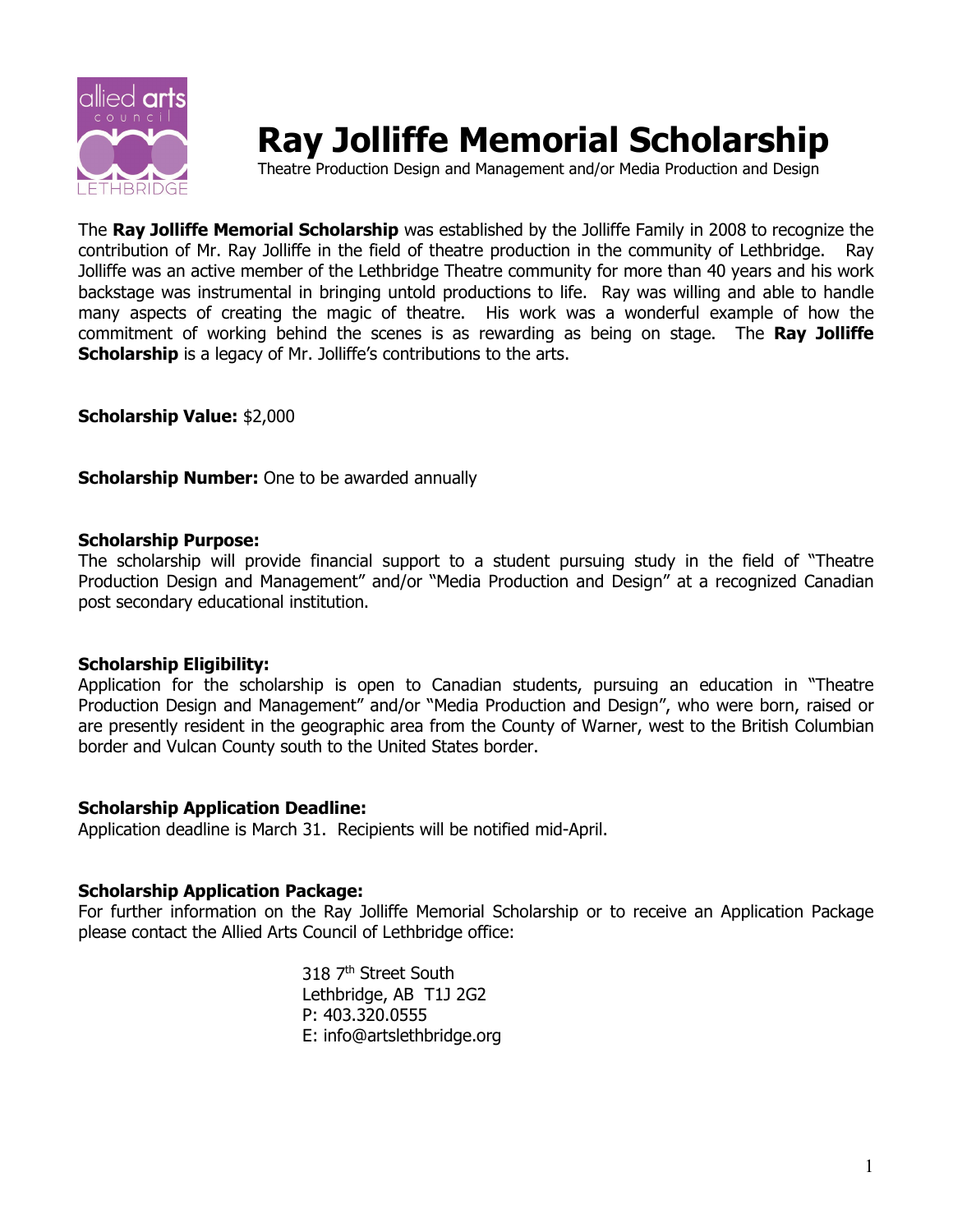# Ray Jolliffe Memorial Scholarship

Theatre Production Design and Management and/or Media Production and Design

The **Ray Jolliffe Memorial Scholarship** was established by the Jolliffe Family in 2008 to recognize the contribution of Mr. Ray Jolliffe in the field of theatre production in the community of Lethbridge. Ray Jolliffe was an active member of the Lethbridge Theatre community for more than 40 years and his work backstage was instrumental in bringing untold productions to life. Ray was willing and able to handle many aspects of creating the magic of theatre. His work was a wonderful example of how the commitment of working behind the scenes is as rewarding as being on stage. The **Ray Jolliffe Scholarship** is a legacy of Mr. Jolliffe's contributions to the arts.

**Scholarship Value:** $2,000

**Scholarship Number:** One to be awarded annually

**Scholarship Purpose:**
The scholarship will provide financial support to a student pursuing study in the field of "Theatre Production Design and Management" and/or "Media Production and Design" at a recognized Canadian post secondary educational institution.

**Scholarship Eligibility:**
Application for the scholarship is open to Canadian students, pursuing an education in "Theatre Production Design and Management" and/or "Media Production and Design", who were born, raised or are presently resident in the geographic area from the County of Warner, west to the British Columbian border and Vulcan County south to the United States border.

**Scholarship Application Deadline:**
Application deadline is March 31. Recipients will be notified mid-April.

**Scholarship Application Package:**
For further information on the Ray Jolliffe Memorial Scholarship or to receive an Application Package please contact the Allied Arts Council of Lethbridge office:

318 7th Street South
Lethbridge, AB T1J 2G2
P: 403.320.0555
E: info@artslethbridge.org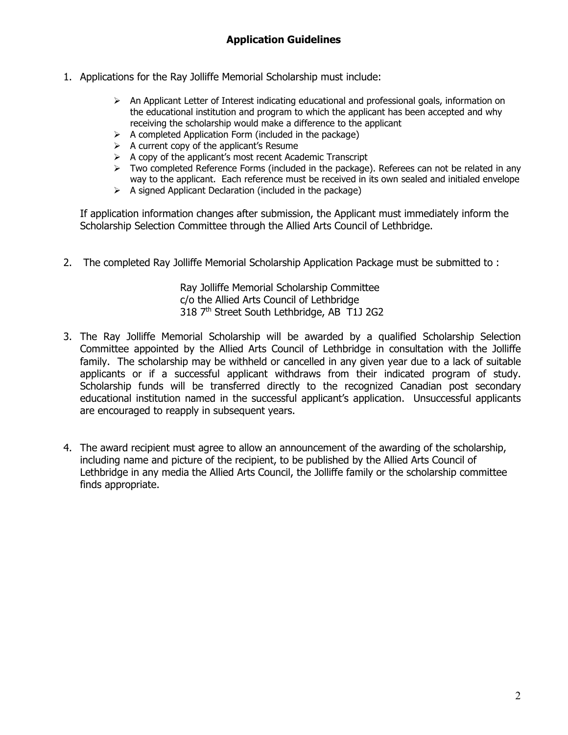## Application Guidelines

1. Applications for the Ray Jolliffe Memorial Scholarship must include:

   - An Applicant Letter of Interest indicating educational and professional goals, information on the educational institution and program to which the applicant has been accepted and why receiving the scholarship would make a difference to the applicant
   - A completed Application Form (included in the package)
   - A current copy of the applicant's Resume
   - A copy of the applicant's most recent Academic Transcript
   - Two completed Reference Forms (included in the package). Referees can not be related in any way to the applicant. Each reference must be received in its own sealed and initialed envelope
   - A signed Applicant Declaration (included in the package)

   If application information changes after submission, the Applicant must immediately inform the Scholarship Selection Committee through the Allied Arts Council of Lethbridge.

2. The completed Ray Jolliffe Memorial Scholarship Application Package must be submitted to :

   Ray Jolliffe Memorial Scholarship Committee
   c/o the Allied Arts Council of Lethbridge
   318 7th Street South Lethbridge, AB T1J 2G2

3. The Ray Jolliffe Memorial Scholarship will be awarded by a qualified Scholarship Selection Committee appointed by the Allied Arts Council of Lethbridge in consultation with the Jolliffe family. The scholarship may be withheld or cancelled in any given year due to a lack of suitable applicants or if a successful applicant withdraws from their indicated program of study. Scholarship funds will be transferred directly to the recognized Canadian post secondary educational institution named in the successful applicant's application. Unsuccessful applicants are encouraged to reapply in subsequent years.

4. The award recipient must agree to allow an announcement of the awarding of the scholarship, including name and picture of the recipient, to be published by the Allied Arts Council of Lethbridge in any media the Allied Arts Council, the Jolliffe family or the scholarship committee finds appropriate.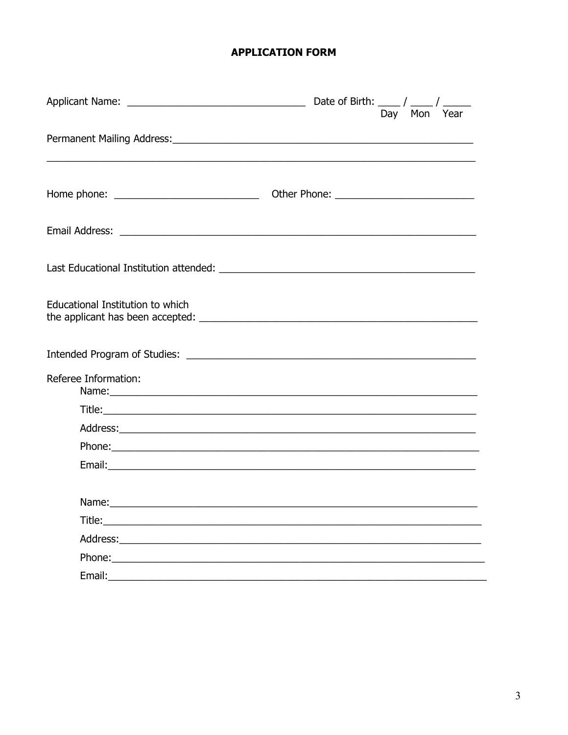# APPLICATION FORM

Applicant Name: ________________________________ Date of Birth: ____ / ____ / _____
Day Mon Year

Permanent Mailing Address:_______________________________________________________

_____________________________________________________________________________

Home phone: __________________________ Other Phone: _________________________

Email Address: _________________________________________________________________

Last Educational Institution attended: _______________________________________________

Educational Institution to which
the applicant has been accepted: ___________________________________________________

Intended Program of Studies: _____________________________________________________

Referee Information:

Name:_______________________________________________________________

Title:________________________________________________________________

Address:_____________________________________________________________

Phone:_______________________________________________________________

Email:_______________________________________________________________

Name:_______________________________________________________________

Title:________________________________________________________________

Address:_____________________________________________________________

Phone:_______________________________________________________________

Email:_______________________________________________________________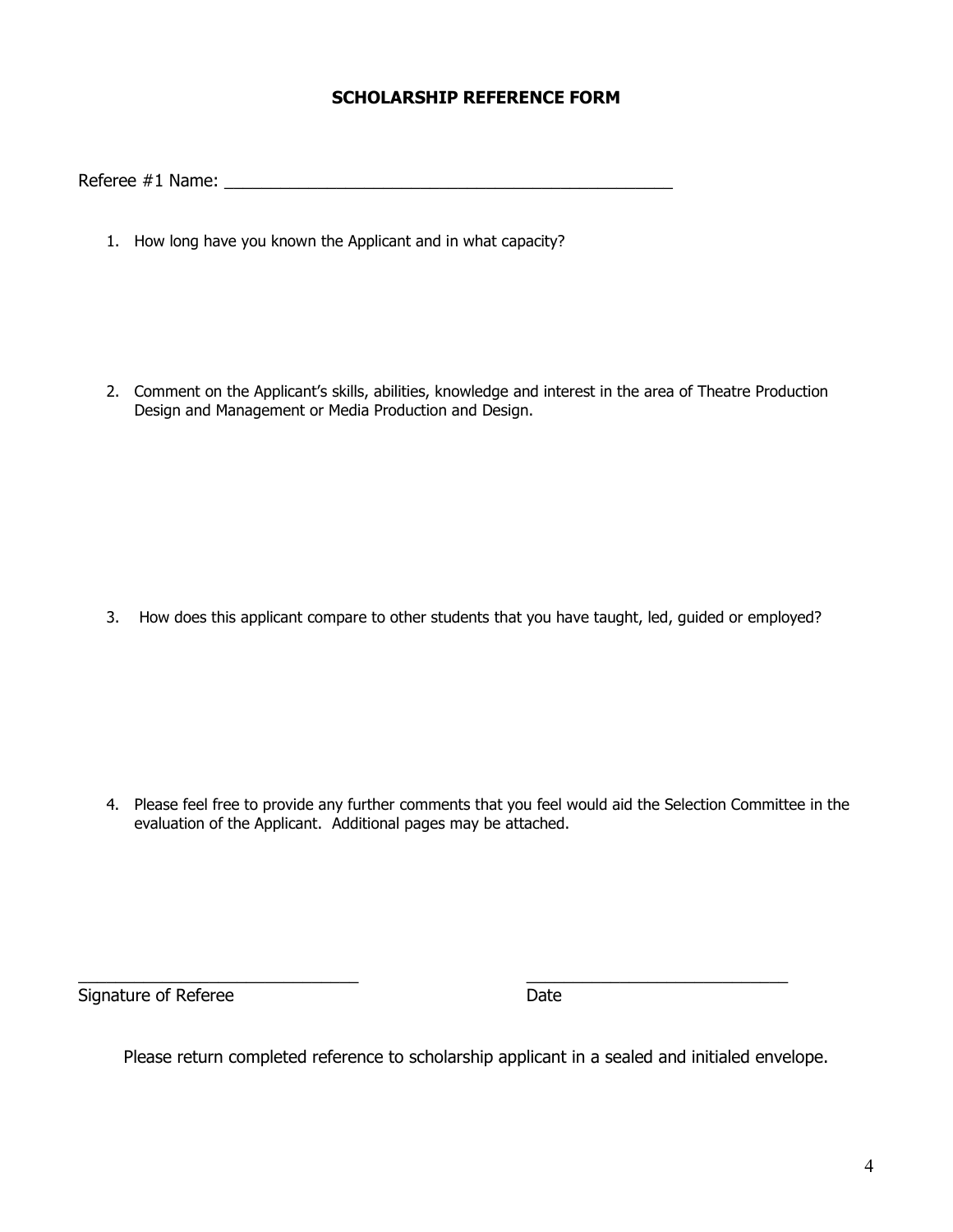**SCHOLARSHIP REFERENCE FORM**

Referee #1 Name: _________________________________________________

1. How long have you known the Applicant and in what capacity?

2. Comment on the Applicant's skills, abilities, knowledge and interest in the area of Theatre Production Design and Management or Media Production and Design.

3. How does this applicant compare to other students that you have taught, led, guided or employed?

4. Please feel free to provide any further comments that you feel would aid the Selection Committee in the evaluation of the Applicant. Additional pages may be attached.

_______________________________ _____________________________

Signature of Referee Date

Please return completed reference to scholarship applicant in a sealed and initialed envelope.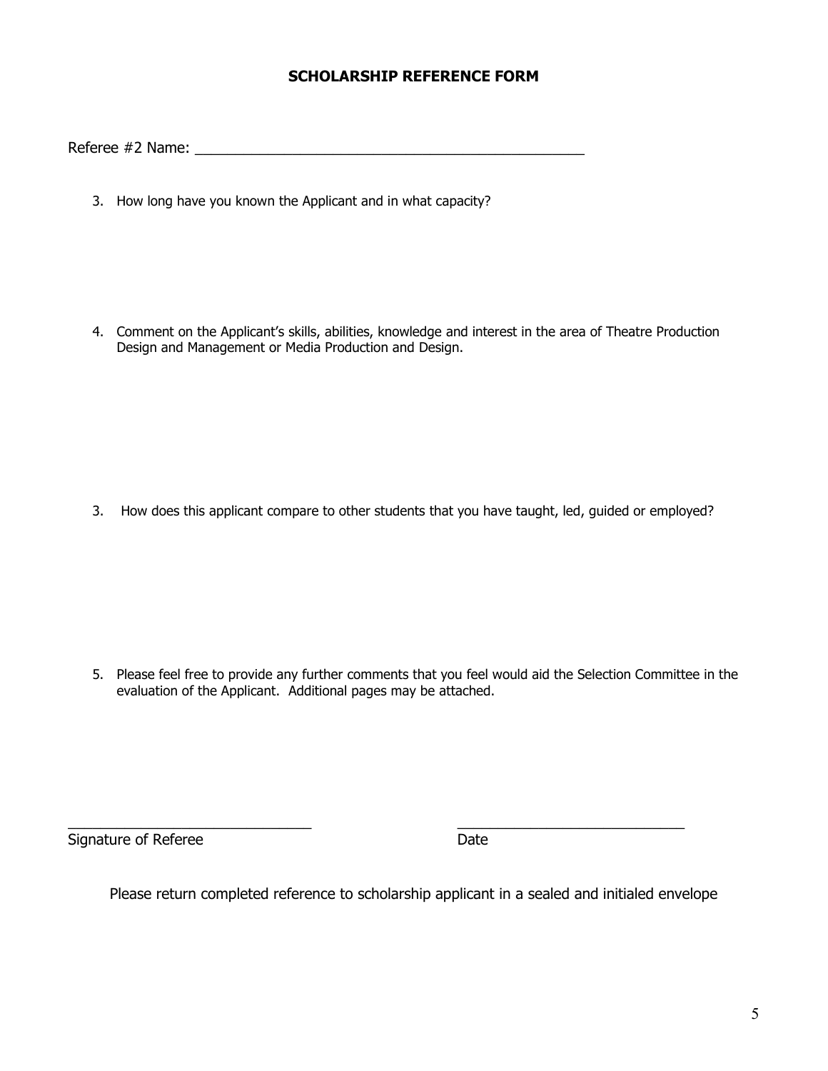**SCHOLARSHIP REFERENCE FORM**

Referee #2 Name: ___________________________________________________

3. How long have you known the Applicant and in what capacity?

4. Comment on the Applicant's skills, abilities, knowledge and interest in the area of Theatre Production Design and Management or Media Production and Design.

3. How does this applicant compare to other students that you have taught, led, guided or employed?

5. Please feel free to provide any further comments that you feel would aid the Selection Committee in the evaluation of the Applicant. Additional pages may be attached.

_______________________________ _____________________________

Signature of Referee Date

Please return completed reference to scholarship applicant in a sealed and initialed envelope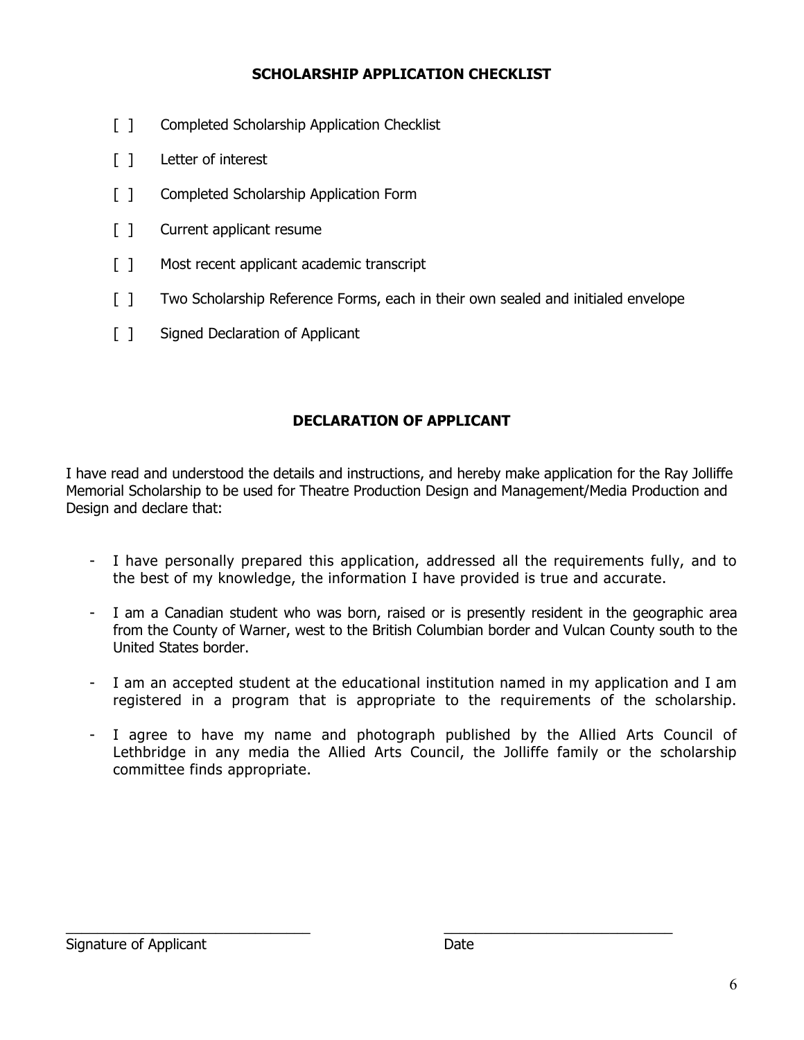## SCHOLARSHIP APPLICATION CHECKLIST

- [ ] Completed Scholarship Application Checklist
- [ ] Letter of interest
- [ ] Completed Scholarship Application Form
- [ ] Current applicant resume
- [ ] Most recent applicant academic transcript
- [ ] Two Scholarship Reference Forms, each in their own sealed and initialed envelope
- [ ] Signed Declaration of Applicant

## DECLARATION OF APPLICANT

I have read and understood the details and instructions, and hereby make application for the Ray Jolliffe Memorial Scholarship to be used for Theatre Production Design and Management/Media Production and Design and declare that:

- I have personally prepared this application, addressed all the requirements fully, and to the best of my knowledge, the information I have provided is true and accurate.
- I am a Canadian student who was born, raised or is presently resident in the geographic area from the County of Warner, west to the British Columbian border and Vulcan County south to the United States border.
- I am an accepted student at the educational institution named in my application and I am registered in a program that is appropriate to the requirements of the scholarship.
- I agree to have my name and photograph published by the Allied Arts Council of Lethbridge in any media the Allied Arts Council, the Jolliffe family or the scholarship committee finds appropriate.

\_\_\_\_\_\_\_\_\_\_\_\_\_\_\_\_\_\_\_\_\_\_\_\_\_\_\_\_\_\_ \_\_\_\_\_\_\_\_\_\_\_\_\_\_\_\_\_\_\_\_\_\_\_\_\_\_\_\_\_\_

Signature of Applicant Date